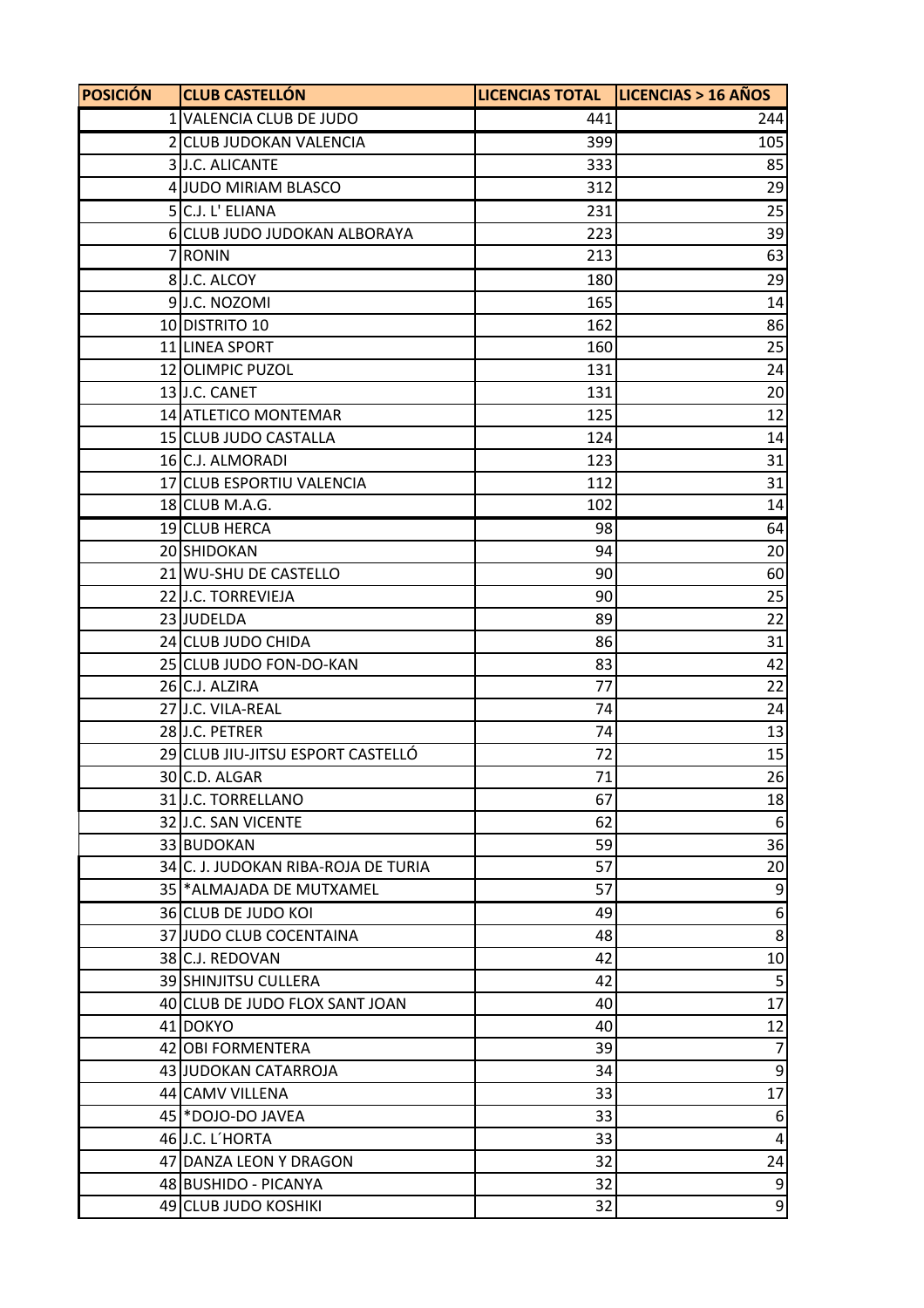| POSICIÓN | CLUB CASTELLÓN | LICENCIAS TOTAL | LICENCIAS > 16 AÑOS |
|---|---|---|---|
| 1 | VALENCIA CLUB DE JUDO | 441 | 244 |
| 2 | CLUB JUDOKAN VALENCIA | 399 | 105 |
| 3 | J.C. ALICANTE | 333 | 85 |
| 4 | JUDO MIRIAM BLASCO | 312 | 29 |
| 5 | C.J. L' ELIANA | 231 | 25 |
| 6 | CLUB JUDO JUDOKAN ALBORAYA | 223 | 39 |
| 7 | RONIN | 213 | 63 |
| 8 | J.C. ALCOY | 180 | 29 |
| 9 | J.C. NOZOMI | 165 | 14 |
| 10 | DISTRITO 10 | 162 | 86 |
| 11 | LINEA SPORT | 160 | 25 |
| 12 | OLIMPIC PUZOL | 131 | 24 |
| 13 | J.C. CANET | 131 | 20 |
| 14 | ATLETICO MONTEMAR | 125 | 12 |
| 15 | CLUB JUDO CASTALLA | 124 | 14 |
| 16 | C.J. ALMORADI | 123 | 31 |
| 17 | CLUB ESPORTIU VALENCIA | 112 | 31 |
| 18 | CLUB M.A.G. | 102 | 14 |
| 19 | CLUB HERCA | 98 | 64 |
| 20 | SHIDOKAN | 94 | 20 |
| 21 | WU-SHU DE CASTELLO | 90 | 60 |
| 22 | J.C. TORREVIEJA | 90 | 25 |
| 23 | JUDELDA | 89 | 22 |
| 24 | CLUB JUDO CHIDA | 86 | 31 |
| 25 | CLUB JUDO FON-DO-KAN | 83 | 42 |
| 26 | C.J. ALZIRA | 77 | 22 |
| 27 | J.C. VILA-REAL | 74 | 24 |
| 28 | J.C. PETRER | 74 | 13 |
| 29 | CLUB JIU-JITSU ESPORT CASTELLÓ | 72 | 15 |
| 30 | C.D. ALGAR | 71 | 26 |
| 31 | J.C. TORRELLANO | 67 | 18 |
| 32 | J.C. SAN VICENTE | 62 | 6 |
| 33 | BUDOKAN | 59 | 36 |
| 34 | C. J. JUDOKAN RIBA-ROJA DE TURIA | 57 | 20 |
| 35 | *ALMAJADA DE MUTXAMEL | 57 | 9 |
| 36 | CLUB DE JUDO KOI | 49 | 6 |
| 37 | JUDO CLUB COCENTAINA | 48 | 8 |
| 38 | C.J. REDOVAN | 42 | 10 |
| 39 | SHINJITSU CULLERA | 42 | 5 |
| 40 | CLUB DE JUDO FLOX SANT JOAN | 40 | 17 |
| 41 | DOKYO | 40 | 12 |
| 42 | OBI FORMENTERA | 39 | 7 |
| 43 | JUDOKAN CATARROJA | 34 | 9 |
| 44 | CAMV VILLENA | 33 | 17 |
| 45 | *DOJO-DO JAVEA | 33 | 6 |
| 46 | J.C. L´HORTA | 33 | 4 |
| 47 | DANZA LEON Y DRAGON | 32 | 24 |
| 48 | BUSHIDO - PICANYA | 32 | 9 |
| 49 | CLUB JUDO KOSHIKI | 32 | 9 |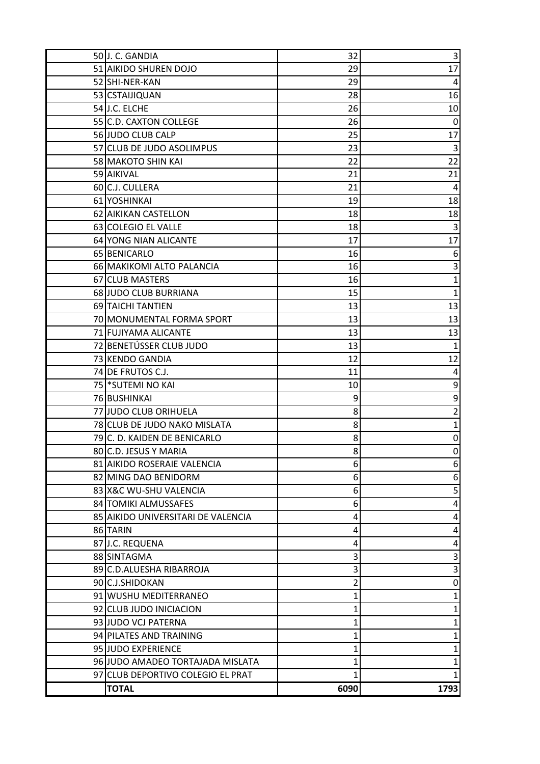| | | | |
|---|---|---|---|
| 50 | J. C. GANDIA | 32 | 3 |
| 51 | AIKIDO SHUREN DOJO | 29 | 17 |
| 52 | SHI-NER-KAN | 29 | 4 |
| 53 | CSTAIJIQUAN | 28 | 16 |
| 54 | J.C. ELCHE | 26 | 10 |
| 55 | C.D. CAXTON COLLEGE | 26 | 0 |
| 56 | JUDO CLUB CALP | 25 | 17 |
| 57 | CLUB DE JUDO ASOLIMPUS | 23 | 3 |
| 58 | MAKOTO SHIN KAI | 22 | 22 |
| 59 | AIKIVAL | 21 | 21 |
| 60 | C.J. CULLERA | 21 | 4 |
| 61 | YOSHINKAI | 19 | 18 |
| 62 | AIKIKAN CASTELLON | 18 | 18 |
| 63 | COLEGIO EL VALLE | 18 | 3 |
| 64 | YONG NIAN ALICANTE | 17 | 17 |
| 65 | BENICARLO | 16 | 6 |
| 66 | MAKIKOMI ALTO PALANCIA | 16 | 3 |
| 67 | CLUB MASTERS | 16 | 1 |
| 68 | JUDO CLUB BURRIANA | 15 | 1 |
| 69 | TAICHI TANTIEN | 13 | 13 |
| 70 | MONUMENTAL FORMA SPORT | 13 | 13 |
| 71 | FUJIYAMA ALICANTE | 13 | 13 |
| 72 | BENETÚSSER CLUB JUDO | 13 | 1 |
| 73 | KENDO GANDIA | 12 | 12 |
| 74 | DE FRUTOS C.J. | 11 | 4 |
| 75 | *SUTEMI NO KAI | 10 | 9 |
| 76 | BUSHINKAI | 9 | 9 |
| 77 | JUDO CLUB ORIHUELA | 8 | 2 |
| 78 | CLUB DE JUDO NAKO MISLATA | 8 | 1 |
| 79 | C. D. KAIDEN DE BENICARLO | 8 | 0 |
| 80 | C.D. JESUS Y MARIA | 8 | 0 |
| 81 | AIKIDO ROSERAIE VALENCIA | 6 | 6 |
| 82 | MING DAO BENIDORM | 6 | 6 |
| 83 | X&C WU-SHU VALENCIA | 6 | 5 |
| 84 | TOMIKI ALMUSSAFES | 6 | 4 |
| 85 | AIKIDO UNIVERSITARI DE VALENCIA | 4 | 4 |
| 86 | TARIN | 4 | 4 |
| 87 | J.C. REQUENA | 4 | 4 |
| 88 | SINTAGMA | 3 | 3 |
| 89 | C.D.ALUESHA RIBARROJA | 3 | 3 |
| 90 | C.J.SHIDOKAN | 2 | 0 |
| 91 | WUSHU MEDITERRANEO | 1 | 1 |
| 92 | CLUB JUDO INICIACION | 1 | 1 |
| 93 | JUDO VCJ PATERNA | 1 | 1 |
| 94 | PILATES AND TRAINING | 1 | 1 |
| 95 | JUDO EXPERIENCE | 1 | 1 |
| 96 | JUDO AMADEO TORTAJADA MISLATA | 1 | 1 |
| 97 | CLUB DEPORTIVO COLEGIO EL PRAT | 1 | 1 |
| | **TOTAL** | **6090** | **1793** |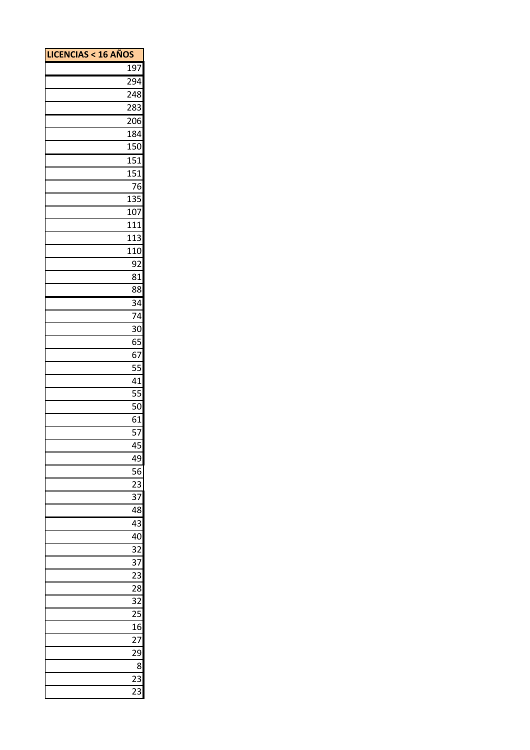| LICENCIAS < 16 AÑOS |
| ---: |
| 197 |
| 294 |
| 248 |
| 283 |
| 206 |
| 184 |
| 150 |
| 151 |
| 151 |
| 76 |
| 135 |
| 107 |
| 111 |
| 113 |
| 110 |
| 92 |
| 81 |
| 88 |
| 34 |
| 74 |
| 30 |
| 65 |
| 67 |
| 55 |
| 41 |
| 55 |
| 50 |
| 61 |
| 57 |
| 45 |
| 49 |
| 56 |
| 23 |
| 37 |
| 48 |
| 43 |
| 40 |
| 32 |
| 37 |
| 23 |
| 28 |
| 32 |
| 25 |
| 16 |
| 27 |
| 29 |
| 8 |
| 23 |
| 23 |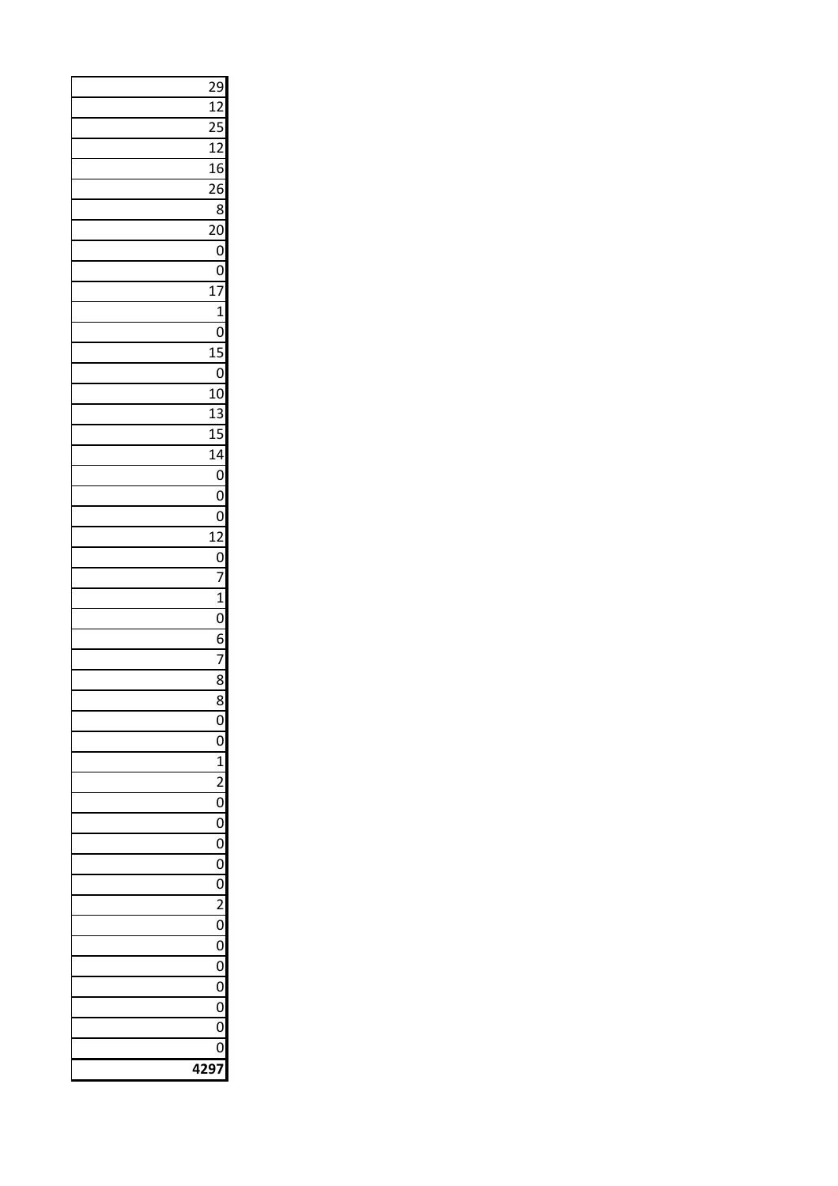| |
|---|
| 29 |
| 12 |
| 25 |
| 12 |
| 16 |
| 26 |
| 8 |
| 20 |
| 0 |
| 0 |
| 17 |
| 1 |
| 0 |
| 15 |
| 0 |
| 10 |
| 13 |
| 15 |
| 14 |
| 0 |
| 0 |
| 0 |
| 12 |
| 0 |
| 7 |
| 1 |
| 0 |
| 6 |
| 7 |
| 8 |
| 8 |
| 0 |
| 0 |
| 1 |
| 2 |
| 0 |
| 0 |
| 0 |
| 0 |
| 0 |
| 2 |
| 0 |
| 0 |
| 0 |
| 0 |
| 0 |
| 0 |
| 0 |
| **4297** |